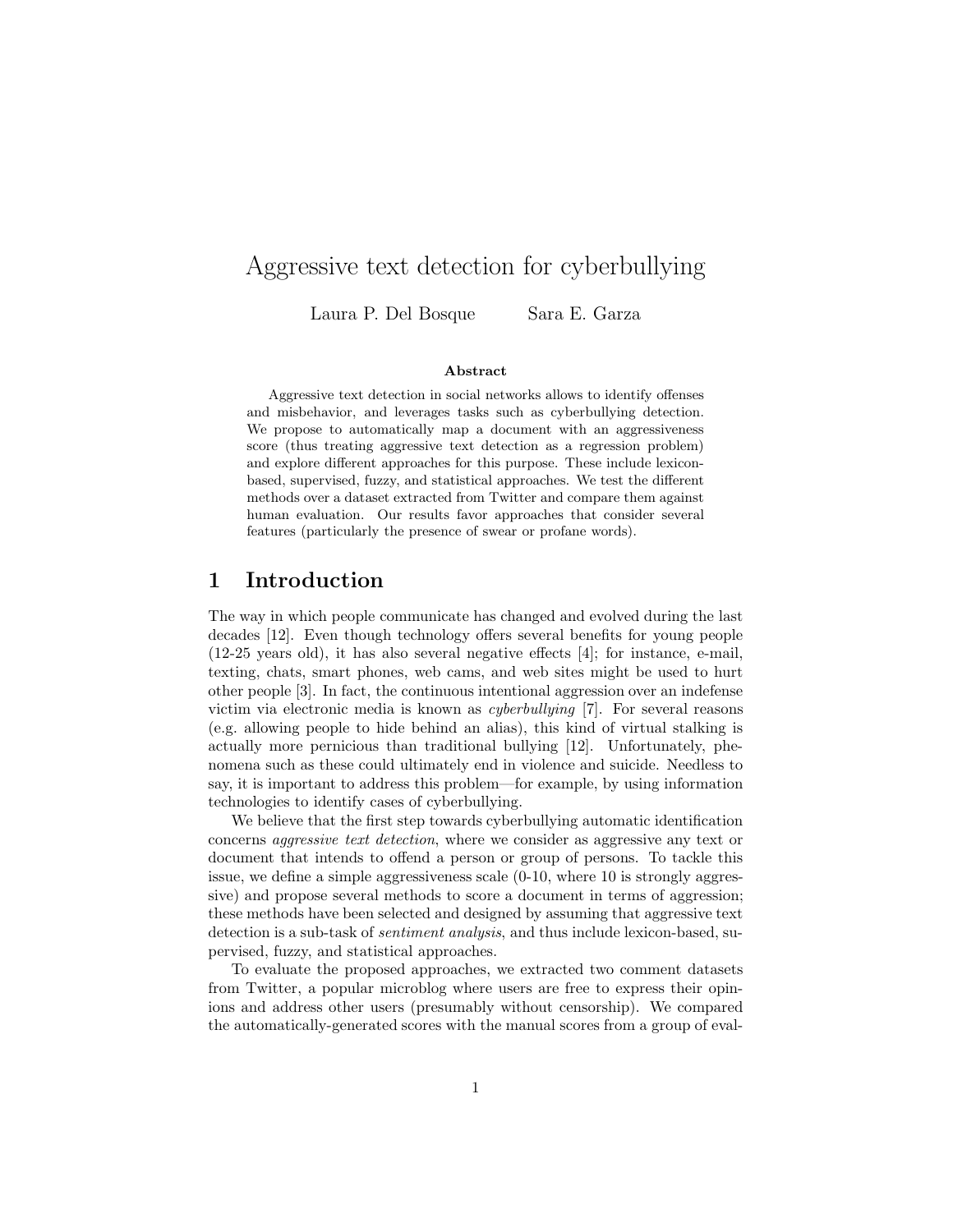# Aggressive text detection for cyberbullying

Laura P. Del Bosque　　　Sara E. Garza

### Abstract

Aggressive text detection in social networks allows to identify offenses and misbehavior, and leverages tasks such as cyberbullying detection. We propose to automatically map a document with an aggressiveness score (thus treating aggressive text detection as a regression problem) and explore different approaches for this purpose. These include lexicon-based, supervised, fuzzy, and statistical approaches. We test the different methods over a dataset extracted from Twitter and compare them against human evaluation. Our results favor approaches that consider several features (particularly the presence of swear or profane words).

## 1 Introduction

The way in which people communicate has changed and evolved during the last decades [12]. Even though technology offers several benefits for young people (12-25 years old), it has also several negative effects [4]; for instance, e-mail, texting, chats, smart phones, web cams, and web sites might be used to hurt other people [3]. In fact, the continuous intentional aggression over an indefense victim via electronic media is known as *cyberbullying* [7]. For several reasons (e.g. allowing people to hide behind an alias), this kind of virtual stalking is actually more pernicious than traditional bullying [12]. Unfortunately, phenomena such as these could ultimately end in violence and suicide. Needless to say, it is important to address this problem—for example, by using information technologies to identify cases of cyberbullying.

We believe that the first step towards cyberbullying automatic identification concerns *aggressive text detection*, where we consider as aggressive any text or document that intends to offend a person or group of persons. To tackle this issue, we define a simple aggressiveness scale (0-10, where 10 is strongly aggressive) and propose several methods to score a document in terms of aggression; these methods have been selected and designed by assuming that aggressive text detection is a sub-task of *sentiment analysis*, and thus include lexicon-based, supervised, fuzzy, and statistical approaches.

To evaluate the proposed approaches, we extracted two comment datasets from Twitter, a popular microblog where users are free to express their opinions and address other users (presumably without censorship). We compared the automatically-generated scores with the manual scores from a group of eval-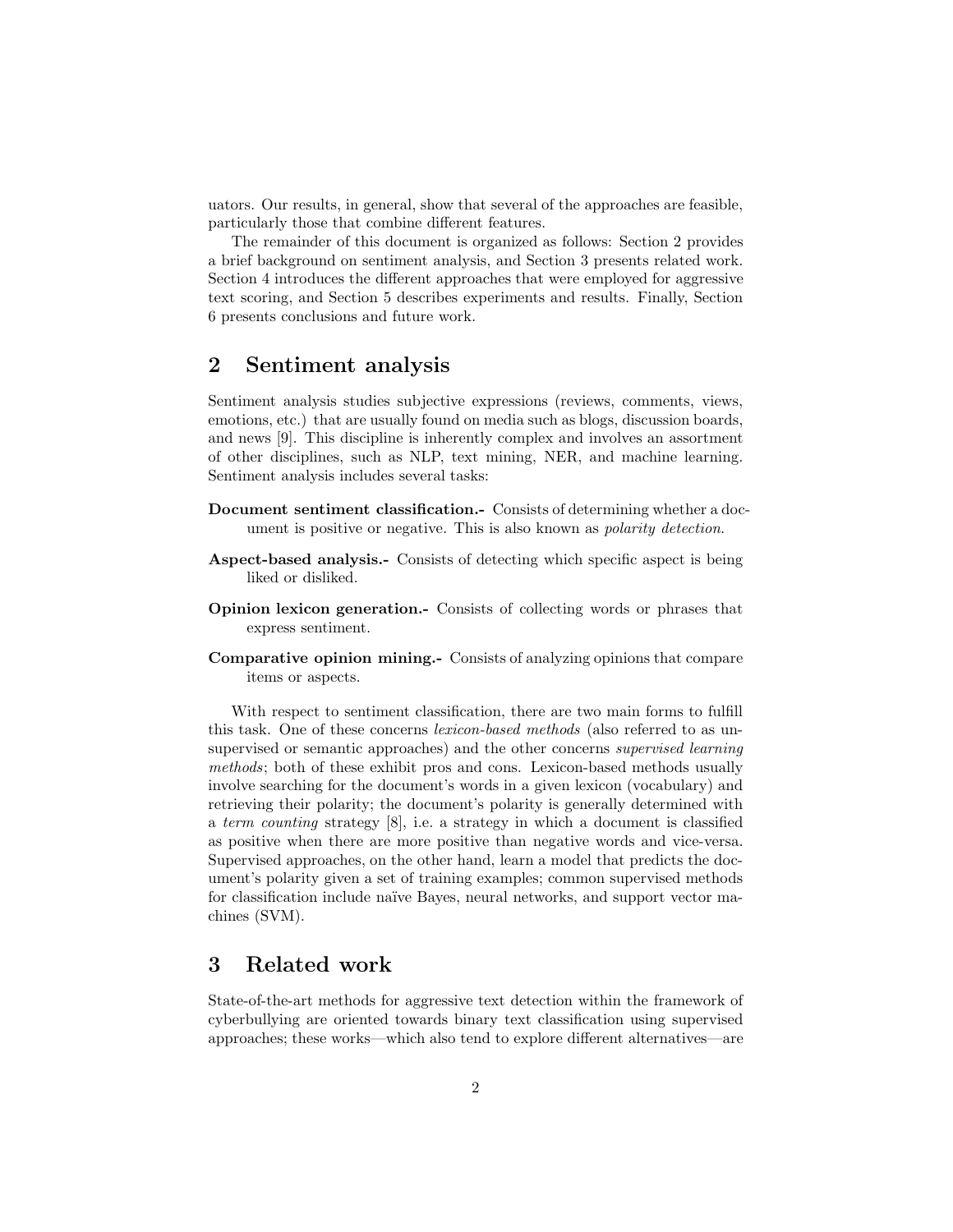uators. Our results, in general, show that several of the approaches are feasible, particularly those that combine different features.

The remainder of this document is organized as follows: Section 2 provides a brief background on sentiment analysis, and Section 3 presents related work. Section 4 introduces the different approaches that were employed for aggressive text scoring, and Section 5 describes experiments and results. Finally, Section 6 presents conclusions and future work.

## 2 Sentiment analysis

Sentiment analysis studies subjective expressions (reviews, comments, views, emotions, etc.) that are usually found on media such as blogs, discussion boards, and news [9]. This discipline is inherently complex and involves an assortment of other disciplines, such as NLP, text mining, NER, and machine learning. Sentiment analysis includes several tasks:

**Document sentiment classification.-** Consists of determining whether a document is positive or negative. This is also known as *polarity detection*.

**Aspect-based analysis.-** Consists of detecting which specific aspect is being liked or disliked.

**Opinion lexicon generation.-** Consists of collecting words or phrases that express sentiment.

**Comparative opinion mining.-** Consists of analyzing opinions that compare items or aspects.

With respect to sentiment classification, there are two main forms to fulfill this task. One of these concerns *lexicon-based methods* (also referred to as unsupervised or semantic approaches) and the other concerns *supervised learning methods*; both of these exhibit pros and cons. Lexicon-based methods usually involve searching for the document's words in a given lexicon (vocabulary) and retrieving their polarity; the document's polarity is generally determined with a *term counting* strategy [8], i.e. a strategy in which a document is classified as positive when there are more positive than negative words and vice-versa. Supervised approaches, on the other hand, learn a model that predicts the document's polarity given a set of training examples; common supervised methods for classification include naïve Bayes, neural networks, and support vector machines (SVM).

## 3 Related work

State-of-the-art methods for aggressive text detection within the framework of cyberbullying are oriented towards binary text classification using supervised approaches; these works—which also tend to explore different alternatives—are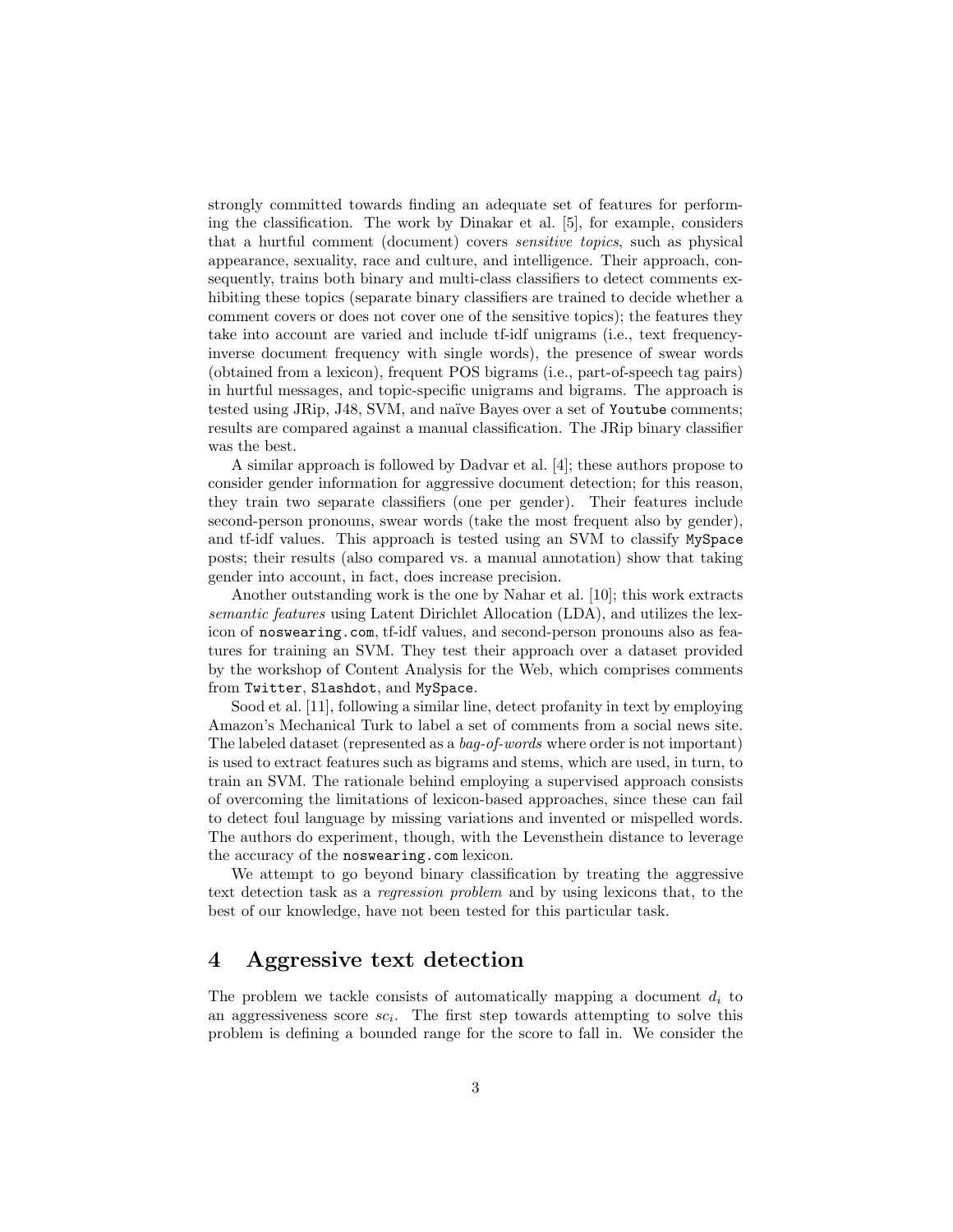strongly committed towards finding an adequate set of features for performing the classification. The work by Dinakar et al. [5], for example, considers that a hurtful comment (document) covers *sensitive topics*, such as physical appearance, sexuality, race and culture, and intelligence. Their approach, consequently, trains both binary and multi-class classifiers to detect comments exhibiting these topics (separate binary classifiers are trained to decide whether a comment covers or does not cover one of the sensitive topics); the features they take into account are varied and include tf-idf unigrams (i.e., text frequency-inverse document frequency with single words), the presence of swear words (obtained from a lexicon), frequent POS bigrams (i.e., part-of-speech tag pairs) in hurtful messages, and topic-specific unigrams and bigrams. The approach is tested using JRip, J48, SVM, and naïve Bayes over a set of `Youtube` comments; results are compared against a manual classification. The JRip binary classifier was the best.

A similar approach is followed by Dadvar et al. [4]; these authors propose to consider gender information for aggressive document detection; for this reason, they train two separate classifiers (one per gender). Their features include second-person pronouns, swear words (take the most frequent also by gender), and tf-idf values. This approach is tested using an SVM to classify `MySpace` posts; their results (also compared vs. a manual annotation) show that taking gender into account, in fact, does increase precision.

Another outstanding work is the one by Nahar et al. [10]; this work extracts *semantic features* using Latent Dirichlet Allocation (LDA), and utilizes the lexicon of `noswearing.com`, tf-idf values, and second-person pronouns also as features for training an SVM. They test their approach over a dataset provided by the workshop of Content Analysis for the Web, which comprises comments from `Twitter`, `Slashdot`, and `MySpace`.

Sood et al. [11], following a similar line, detect profanity in text by employing Amazon's Mechanical Turk to label a set of comments from a social news site. The labeled dataset (represented as a *bag-of-words* where order is not important) is used to extract features such as bigrams and stems, which are used, in turn, to train an SVM. The rationale behind employing a supervised approach consists of overcoming the limitations of lexicon-based approaches, since these can fail to detect foul language by missing variations and invented or mispelled words. The authors do experiment, though, with the Levensthein distance to leverage the accuracy of the `noswearing.com` lexicon.

We attempt to go beyond binary classification by treating the aggressive text detection task as a *regression problem* and by using lexicons that, to the best of our knowledge, have not been tested for this particular task.

## 4 Aggressive text detection

The problem we tackle consists of automatically mapping a document $d_i$ to an aggressiveness score $sc_i$. The first step towards attempting to solve this problem is defining a bounded range for the score to fall in. We consider the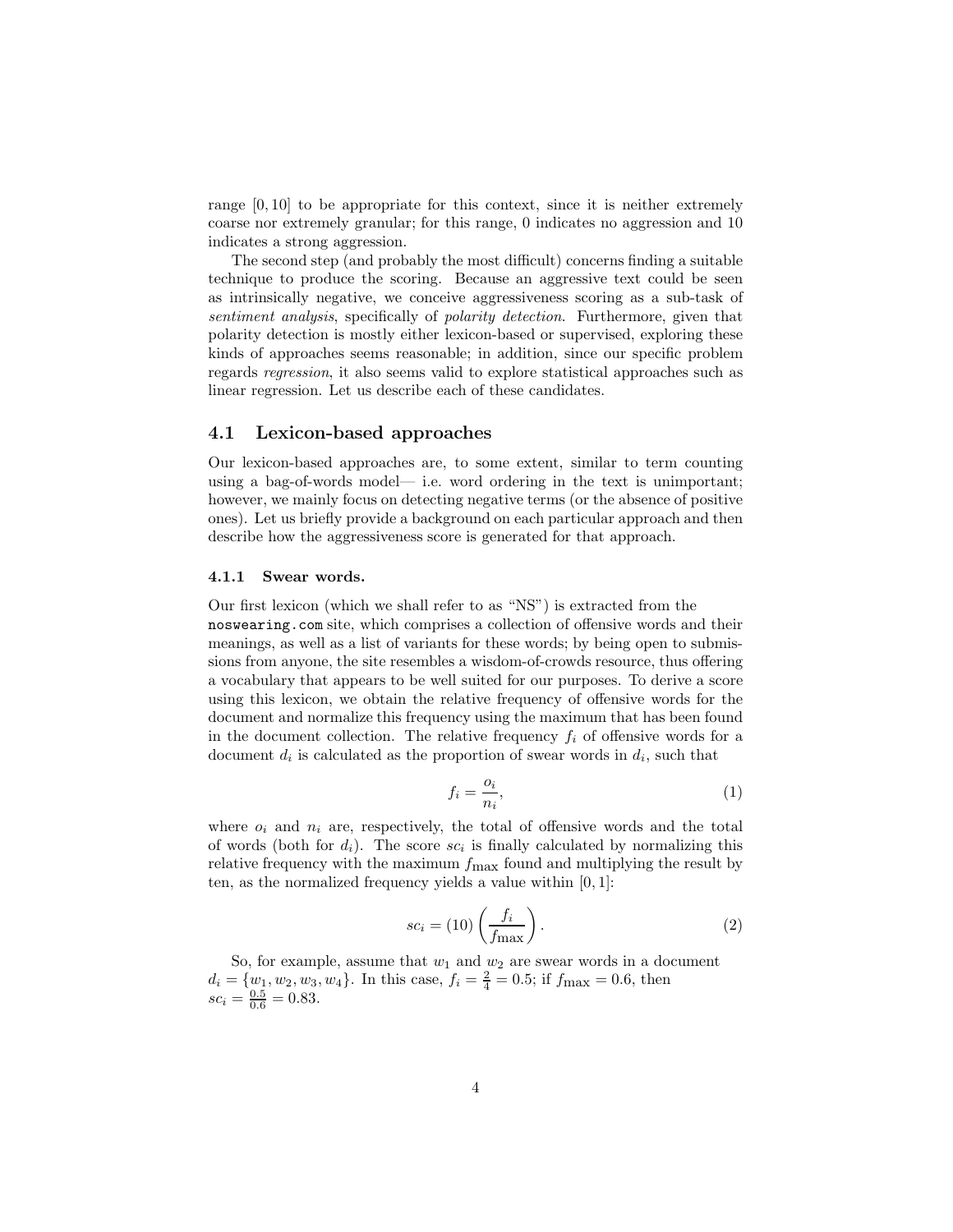range $[0, 10]$ to be appropriate for this context, since it is neither extremely coarse nor extremely granular; for this range, 0 indicates no aggression and 10 indicates a strong aggression.

The second step (and probably the most difficult) concerns finding a suitable technique to produce the scoring. Because an aggressive text could be seen as intrinsically negative, we conceive aggressiveness scoring as a sub-task of *sentiment analysis*, specifically of *polarity detection*. Furthermore, given that polarity detection is mostly either lexicon-based or supervised, exploring these kinds of approaches seems reasonable; in addition, since our specific problem regards *regression*, it also seems valid to explore statistical approaches such as linear regression. Let us describe each of these candidates.

## 4.1 Lexicon-based approaches

Our lexicon-based approaches are, to some extent, similar to term counting using a bag-of-words model— i.e. word ordering in the text is unimportant; however, we mainly focus on detecting negative terms (or the absence of positive ones). Let us briefly provide a background on each particular approach and then describe how the aggressiveness score is generated for that approach.

### 4.1.1 Swear words.

Our first lexicon (which we shall refer to as "NS") is extracted from the `noswearing.com` site, which comprises a collection of offensive words and their meanings, as well as a list of variants for these words; by being open to submissions from anyone, the site resembles a wisdom-of-crowds resource, thus offering a vocabulary that appears to be well suited for our purposes. To derive a score using this lexicon, we obtain the relative frequency of offensive words for the document and normalize this frequency using the maximum that has been found in the document collection. The relative frequency $f_i$ of offensive words for a document $d_i$ is calculated as the proportion of swear words in $d_i$, such that

$$f_i = \frac{o_i}{n_i}, \tag{1}$$

where $o_i$ and $n_i$ are, respectively, the total of offensive words and the total of words (both for $d_i$). The score $sc_i$ is finally calculated by normalizing this relative frequency with the maximum $f_{\max}$ found and multiplying the result by ten, as the normalized frequency yields a value within $[0, 1]$:

$$sc_i = (10)\left(\frac{f_i}{f_{\max}}\right). \tag{2}$$

So, for example, assume that $w_1$ and $w_2$ are swear words in a document $d_i = \{w_1, w_2, w_3, w_4\}$. In this case, $f_i = \frac{2}{4} = 0.5$; if $f_{\max} = 0.6$, then $sc_i = \frac{0.5}{0.6} = 0.83$.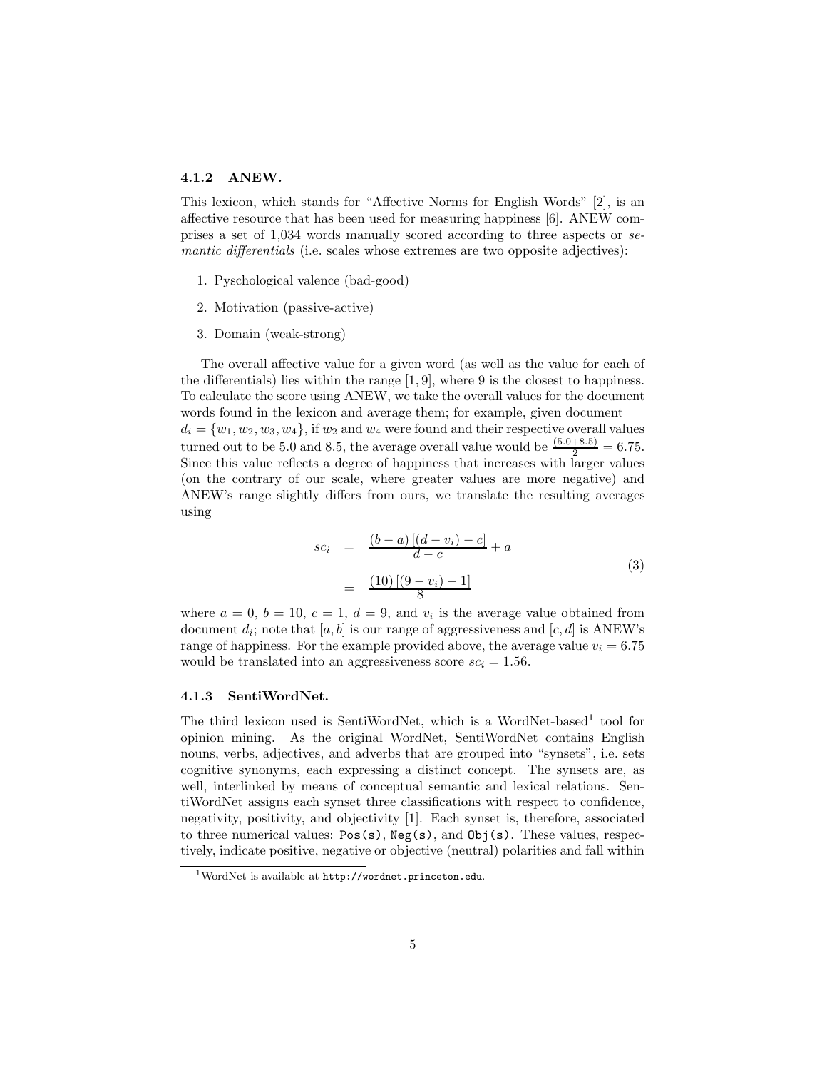### 4.1.2 ANEW.

This lexicon, which stands for "Affective Norms for English Words" [2], is an affective resource that has been used for measuring happiness [6]. ANEW comprises a set of 1,034 words manually scored according to three aspects or *semantic differentials* (i.e. scales whose extremes are two opposite adjectives):

1. Pyschological valence (bad-good)
2. Motivation (passive-active)
3. Domain (weak-strong)

The overall affective value for a given word (as well as the value for each of the differentials) lies within the range $[1, 9]$, where 9 is the closest to happiness. To calculate the score using ANEW, we take the overall values for the document words found in the lexicon and average them; for example, given document $d_i = \{w_1, w_2, w_3, w_4\}$, if $w_2$ and $w_4$ were found and their respective overall values turned out to be 5.0 and 8.5, the average overall value would be $\frac{(5.0+8.5)}{2} = 6.75$. Since this value reflects a degree of happiness that increases with larger values (on the contrary of our scale, where greater values are more negative) and ANEW's range slightly differs from ours, we translate the resulting averages using

$$
\begin{aligned}
sc_i &= \frac{(b-a)\left[(d-v_i)-c\right]}{d-c} + a \\
&= \frac{(10)\left[(9-v_i)-1\right]}{8}
\end{aligned}
\tag{3}
$$

where $a = 0$, $b = 10$, $c = 1$, $d = 9$, and $v_i$ is the average value obtained from document $d_i$; note that $[a, b]$ is our range of aggressiveness and $[c, d]$ is ANEW's range of happiness. For the example provided above, the average value $v_i = 6.75$ would be translated into an aggressiveness score $sc_i = 1.56$.

### 4.1.3 SentiWordNet.

The third lexicon used is SentiWordNet, which is a WordNet-based[1] tool for opinion mining. As the original WordNet, SentiWordNet contains English nouns, verbs, adjectives, and adverbs that are grouped into "synsets", i.e. sets cognitive synonyms, each expressing a distinct concept. The synsets are, as well, interlinked by means of conceptual semantic and lexical relations. SentiWordNet assigns each synset three classifications with respect to confidence, negativity, positivity, and objectivity [1]. Each synset is, therefore, associated to three numerical values: `Pos(s)`, `Neg(s)`, and `Obj(s)`. These values, respectively, indicate positive, negative or objective (neutral) polarities and fall within

[1] WordNet is available at `http://wordnet.princeton.edu`.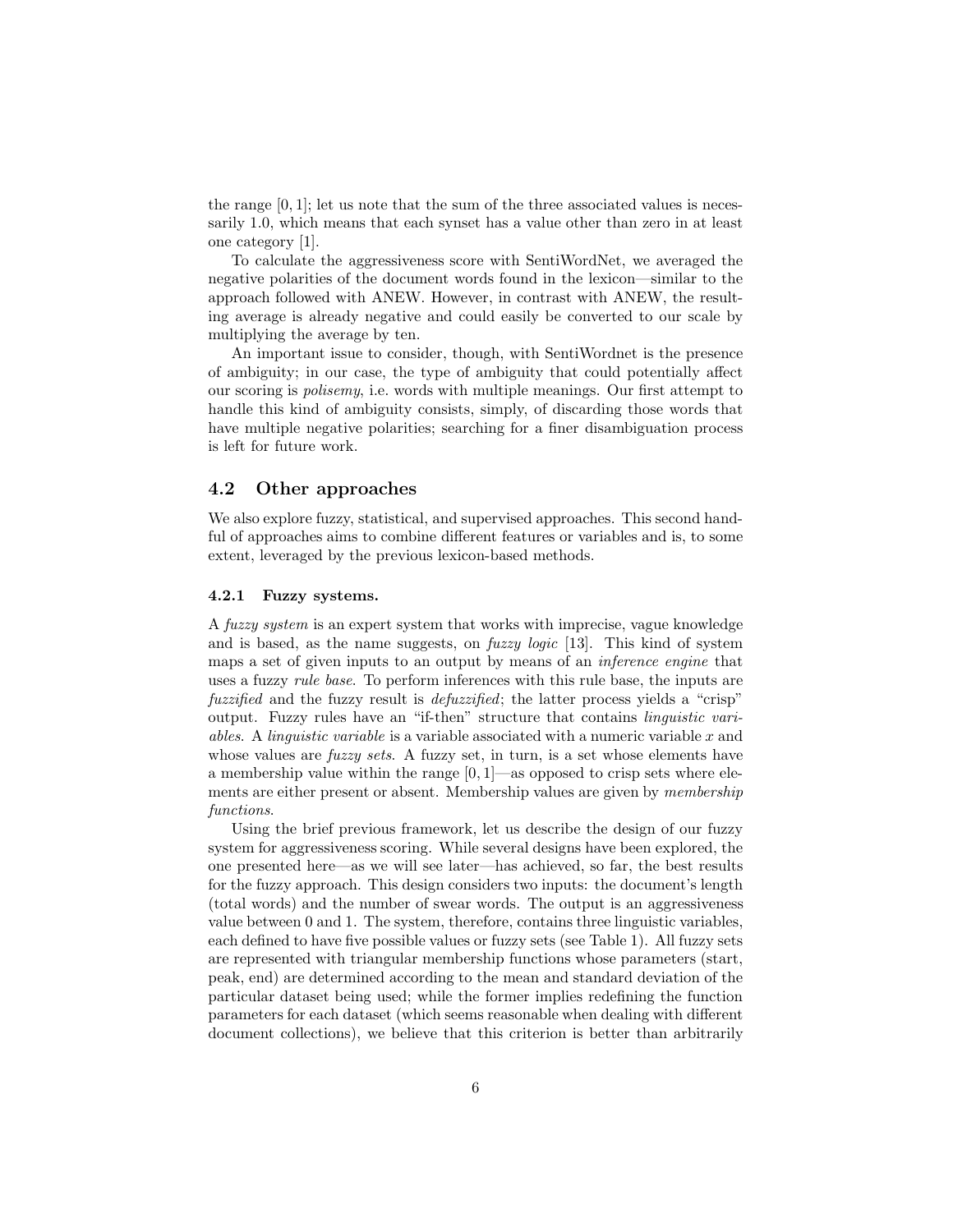the range $[0, 1]$; let us note that the sum of the three associated values is necessarily 1.0, which means that each synset has a value other than zero in at least one category [1].

To calculate the aggressiveness score with SentiWordNet, we averaged the negative polarities of the document words found in the lexicon—similar to the approach followed with ANEW. However, in contrast with ANEW, the resulting average is already negative and could easily be converted to our scale by multiplying the average by ten.

An important issue to consider, though, with SentiWordnet is the presence of ambiguity; in our case, the type of ambiguity that could potentially affect our scoring is *polisemy*, i.e. words with multiple meanings. Our first attempt to handle this kind of ambiguity consists, simply, of discarding those words that have multiple negative polarities; searching for a finer disambiguation process is left for future work.

## 4.2 Other approaches

We also explore fuzzy, statistical, and supervised approaches. This second handful of approaches aims to combine different features or variables and is, to some extent, leveraged by the previous lexicon-based methods.

### 4.2.1 Fuzzy systems.

A *fuzzy system* is an expert system that works with imprecise, vague knowledge and is based, as the name suggests, on *fuzzy logic* [13]. This kind of system maps a set of given inputs to an output by means of an *inference engine* that uses a fuzzy *rule base*. To perform inferences with this rule base, the inputs are *fuzzified* and the fuzzy result is *defuzzified*; the latter process yields a "crisp" output. Fuzzy rules have an "if-then" structure that contains *linguistic variables*. A *linguistic variable* is a variable associated with a numeric variable $x$ and whose values are *fuzzy sets*. A fuzzy set, in turn, is a set whose elements have a membership value within the range $[0, 1]$—as opposed to crisp sets where elements are either present or absent. Membership values are given by *membership functions*.

Using the brief previous framework, let us describe the design of our fuzzy system for aggressiveness scoring. While several designs have been explored, the one presented here—as we will see later—has achieved, so far, the best results for the fuzzy approach. This design considers two inputs: the document's length (total words) and the number of swear words. The output is an aggressiveness value between 0 and 1. The system, therefore, contains three linguistic variables, each defined to have five possible values or fuzzy sets (see Table 1). All fuzzy sets are represented with triangular membership functions whose parameters (start, peak, end) are determined according to the mean and standard deviation of the particular dataset being used; while the former implies redefining the function parameters for each dataset (which seems reasonable when dealing with different document collections), we believe that this criterion is better than arbitrarily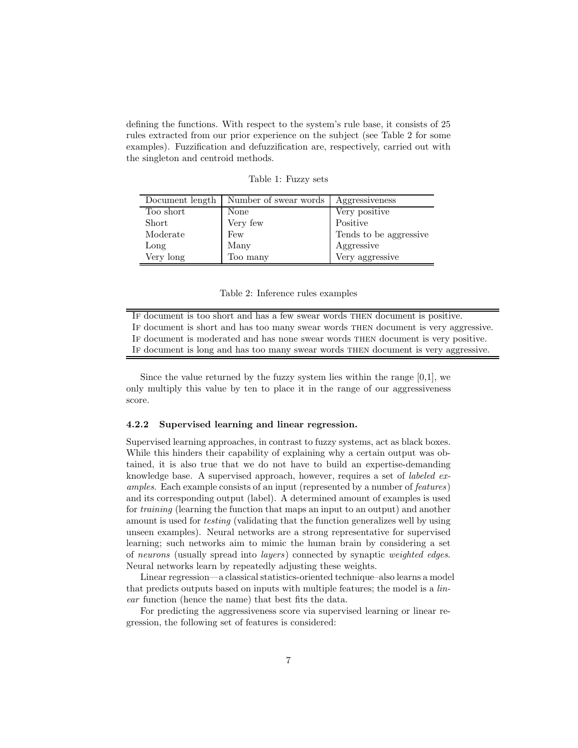defining the functions. With respect to the system's rule base, it consists of 25 rules extracted from our prior experience on the subject (see Table 2 for some examples). Fuzzification and defuzzification are, respectively, carried out with the singleton and centroid methods.

Table 1: Fuzzy sets

| Document length | Number of swear words | Aggressiveness |
|---|---|---|
| Too short | None | Very positive |
| Short | Very few | Positive |
| Moderate | Few | Tends to be aggressive |
| Long | Many | Aggressive |
| Very long | Too many | Very aggressive |

Table 2: Inference rules examples

| |
|---|
| IF document is too short and has a few swear words THEN document is positive. |
| IF document is short and has too many swear words THEN document is very aggressive. |
| IF document is moderated and has none swear words THEN document is very positive. |
| IF document is long and has too many swear words THEN document is very aggressive. |

Since the value returned by the fuzzy system lies within the range [0,1], we only multiply this value by ten to place it in the range of our aggressiveness score.

#### 4.2.2 Supervised learning and linear regression.

Supervised learning approaches, in contrast to fuzzy systems, act as black boxes. While this hinders their capability of explaining why a certain output was obtained, it is also true that we do not have to build an expertise-demanding knowledge base. A supervised approach, however, requires a set of *labeled examples*. Each example consists of an input (represented by a number of *features*) and its corresponding output (label). A determined amount of examples is used for *training* (learning the function that maps an input to an output) and another amount is used for *testing* (validating that the function generalizes well by using unseen examples). Neural networks are a strong representative for supervised learning; such networks aim to mimic the human brain by considering a set of *neurons* (usually spread into *layers*) connected by synaptic *weighted edges*. Neural networks learn by repeatedly adjusting these weights.

Linear regression—a classical statistics-oriented technique–also learns a model that predicts outputs based on inputs with multiple features; the model is a *linear* function (hence the name) that best fits the data.

For predicting the aggressiveness score via supervised learning or linear regression, the following set of features is considered: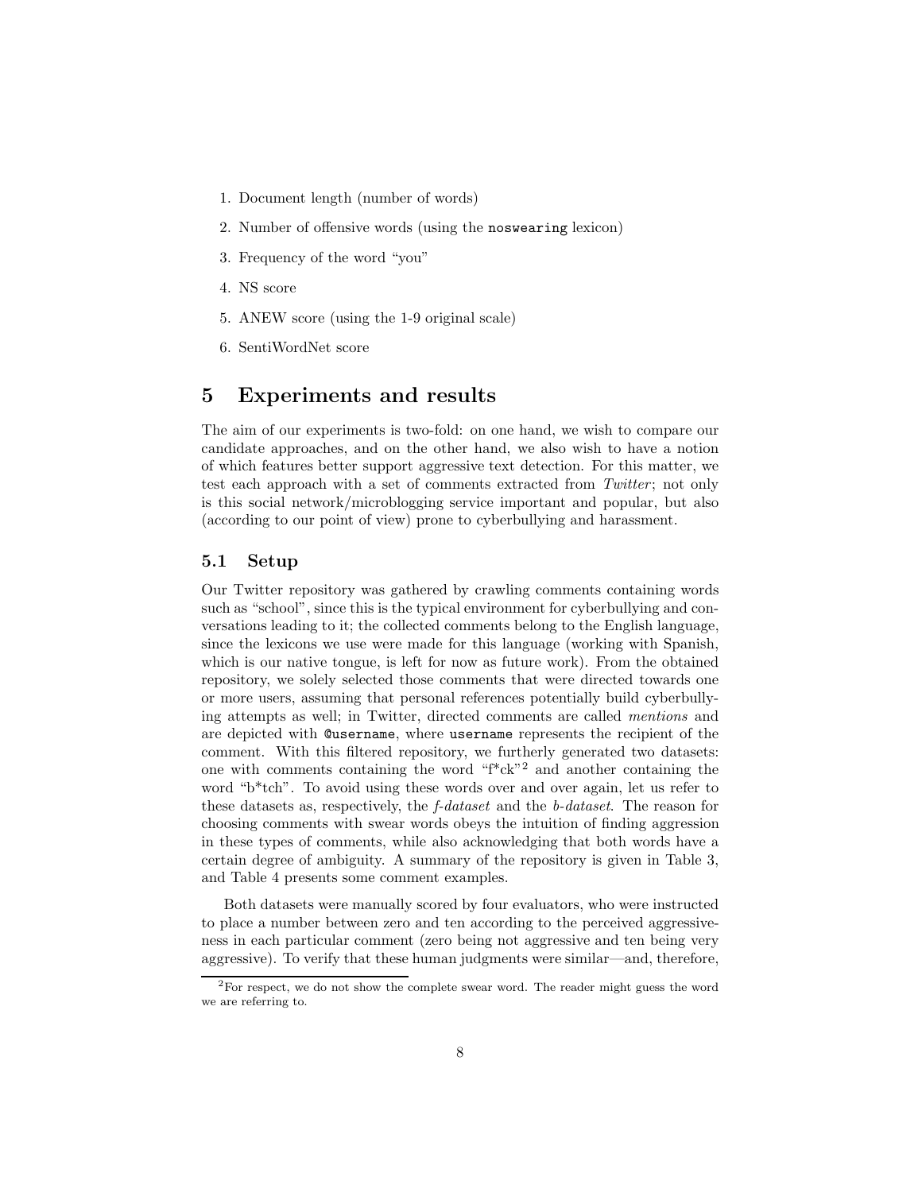1. Document length (number of words)
2. Number of offensive words (using the `noswearing` lexicon)
3. Frequency of the word “you”
4. NS score
5. ANEW score (using the 1-9 original scale)
6. SentiWordNet score

# 5 Experiments and results

The aim of our experiments is two-fold: on one hand, we wish to compare our candidate approaches, and on the other hand, we also wish to have a notion of which features better support aggressive text detection. For this matter, we test each approach with a set of comments extracted from *Twitter*; not only is this social network/microblogging service important and popular, but also (according to our point of view) prone to cyberbullying and harassment.

## 5.1 Setup

Our Twitter repository was gathered by crawling comments containing words such as “school”, since this is the typical environment for cyberbullying and conversations leading to it; the collected comments belong to the English language, since the lexicons we use were made for this language (working with Spanish, which is our native tongue, is left for now as future work). From the obtained repository, we solely selected those comments that were directed towards one or more users, assuming that personal references potentially build cyberbullying attempts as well; in Twitter, directed comments are called *mentions* and are depicted with `@username`, where `username` represents the recipient of the comment. With this filtered repository, we furtherly generated two datasets: one with comments containing the word “f*ck”[2] and another containing the word “b*tch”. To avoid using these words over and over again, let us refer to these datasets as, respectively, the *f-dataset* and the *b-dataset*. The reason for choosing comments with swear words obeys the intuition of finding aggression in these types of comments, while also acknowledging that both words have a certain degree of ambiguity. A summary of the repository is given in Table 3, and Table 4 presents some comment examples.

Both datasets were manually scored by four evaluators, who were instructed to place a number between zero and ten according to the perceived aggressiveness in each particular comment (zero being not aggressive and ten being very aggressive). To verify that these human judgments were similar—and, therefore,

[2] For respect, we do not show the complete swear word. The reader might guess the word we are referring to.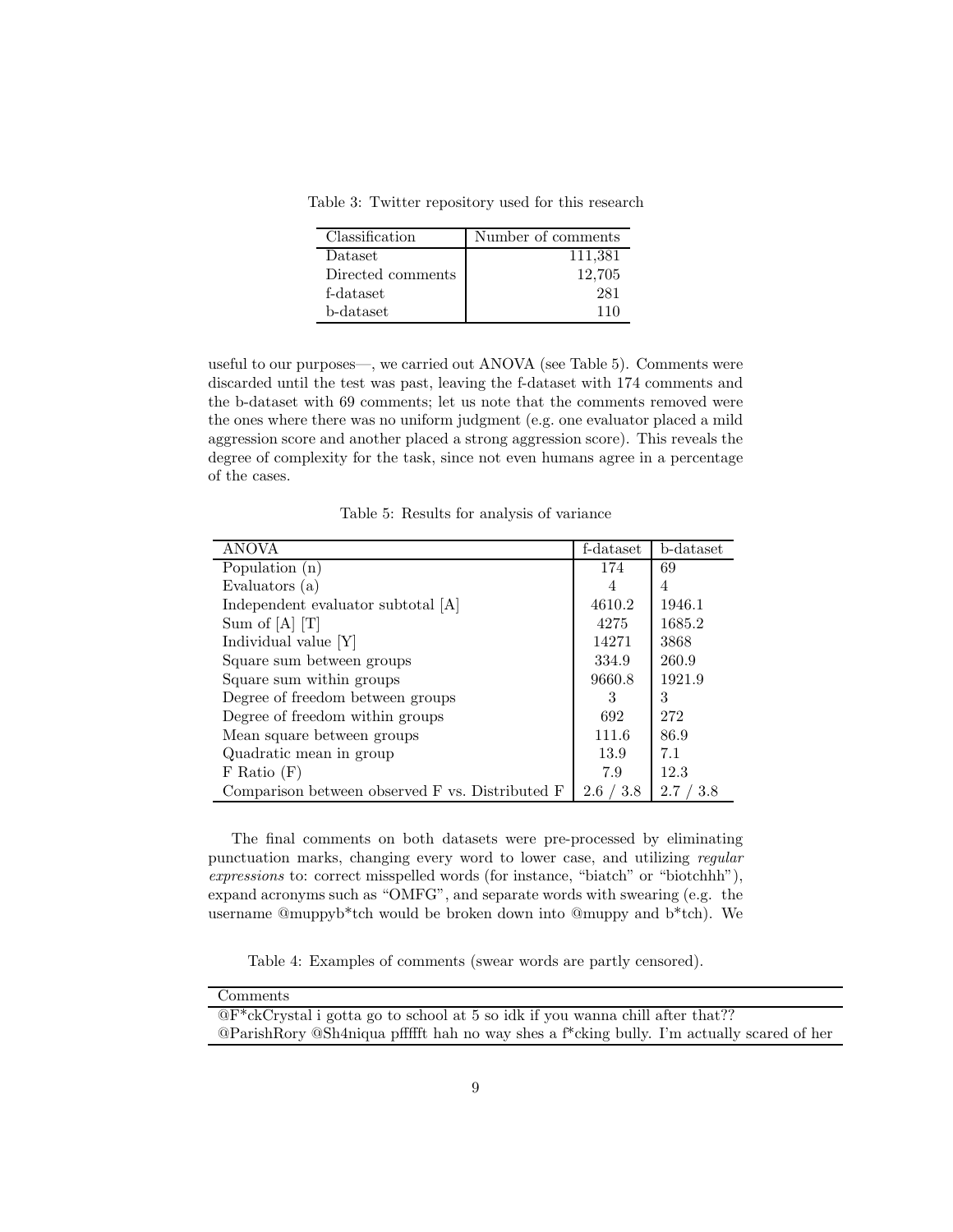Table 3: Twitter repository used for this research

| Classification | Number of comments |
|---|---|
| Dataset | 111,381 |
| Directed comments | 12,705 |
| f-dataset | 281 |
| b-dataset | 110 |

useful to our purposes—, we carried out ANOVA (see Table 5). Comments were discarded until the test was past, leaving the f-dataset with 174 comments and the b-dataset with 69 comments; let us note that the comments removed were the ones where there was no uniform judgment (e.g. one evaluator placed a mild aggression score and another placed a strong aggression score). This reveals the degree of complexity for the task, since not even humans agree in a percentage of the cases.

Table 5: Results for analysis of variance

| ANOVA | f-dataset | b-dataset |
|---|---|---|
| Population (n) | 174 | 69 |
| Evaluators (a) | 4 | 4 |
| Independent evaluator subtotal [A] | 4610.2 | 1946.1 |
| Sum of [A] [T] | 4275 | 1685.2 |
| Individual value [Y] | 14271 | 3868 |
| Square sum between groups | 334.9 | 260.9 |
| Square sum within groups | 9660.8 | 1921.9 |
| Degree of freedom between groups | 3 | 3 |
| Degree of freedom within groups | 692 | 272 |
| Mean square between groups | 111.6 | 86.9 |
| Quadratic mean in group | 13.9 | 7.1 |
| F Ratio (F) | 7.9 | 12.3 |
| Comparison between observed F vs. Distributed F | 2.6 / 3.8 | 2.7 / 3.8 |

The final comments on both datasets were pre-processed by eliminating punctuation marks, changing every word to lower case, and utilizing *regular expressions* to: correct misspelled words (for instance, "biatch" or "biotchhh"), expand acronyms such as "OMFG", and separate words with swearing (e.g. the username @muppyb*tch would be broken down into @muppy and b*tch). We

Table 4: Examples of comments (swear words are partly censored).

| Comments |
|---|
| @F*ckCrystal i gotta go to school at 5 so idk if you wanna chill after that?? |
| @ParishRory @Sh4niqua pfffft hah no way shes a f*cking bully. I'm actually scared of her |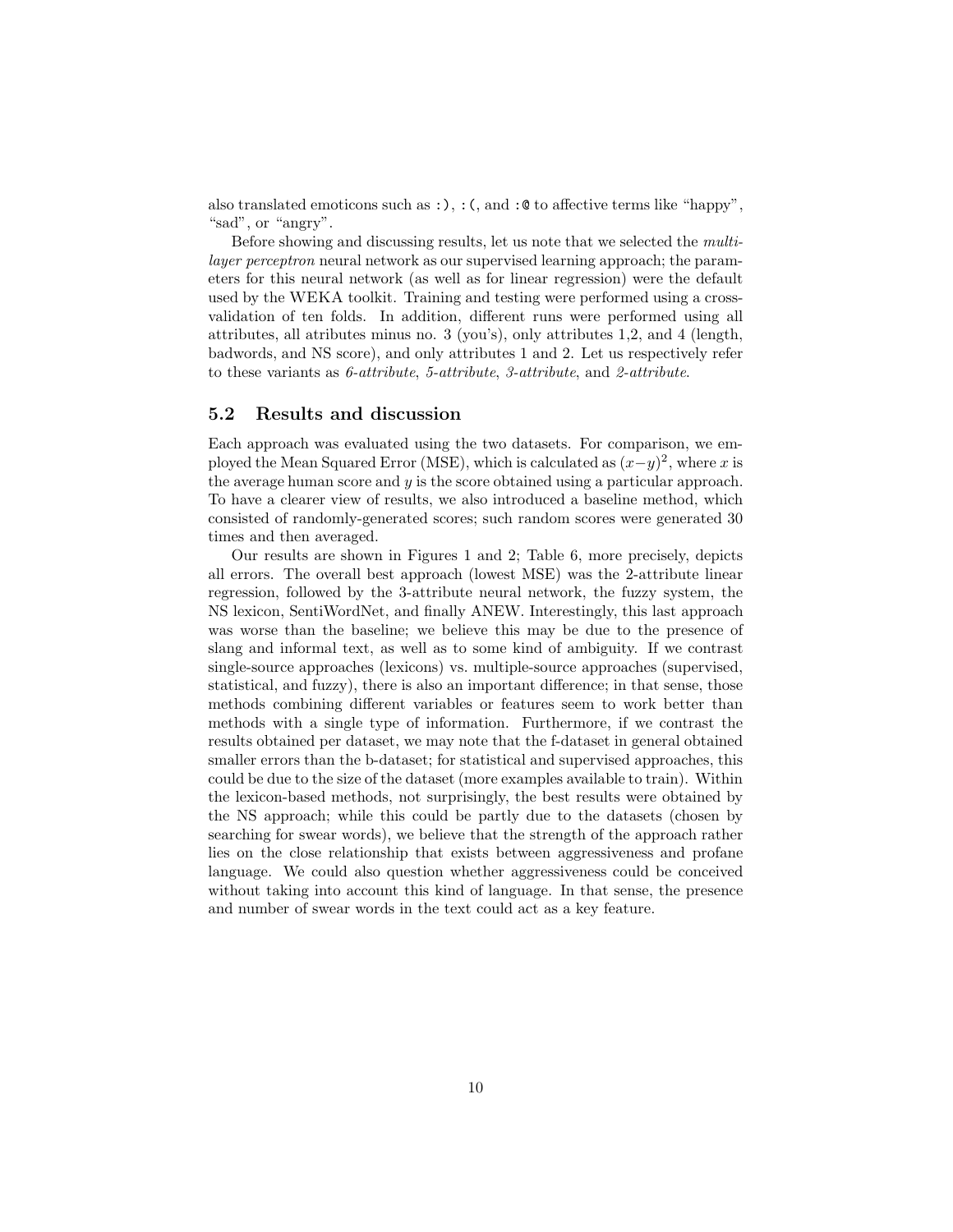also translated emoticons such as `:)`, `:(`, and `:@` to affective terms like "happy", "sad", or "angry".

Before showing and discussing results, let us note that we selected the *multi-layer perceptron* neural network as our supervised learning approach; the parameters for this neural network (as well as for linear regression) were the default used by the WEKA toolkit. Training and testing were performed using a cross-validation of ten folds. In addition, different runs were performed using all attributes, all atributes minus no. 3 (you's), only attributes 1,2, and 4 (length, badwords, and NS score), and only attributes 1 and 2. Let us respectively refer to these variants as *6-attribute*, *5-attribute*, *3-attribute*, and *2-attribute*.

## 5.2 Results and discussion

Each approach was evaluated using the two datasets. For comparison, we employed the Mean Squared Error (MSE), which is calculated as $(x-y)^2$, where $x$ is the average human score and $y$ is the score obtained using a particular approach. To have a clearer view of results, we also introduced a baseline method, which consisted of randomly-generated scores; such random scores were generated 30 times and then averaged.

Our results are shown in Figures 1 and 2; Table 6, more precisely, depicts all errors. The overall best approach (lowest MSE) was the 2-attribute linear regression, followed by the 3-attribute neural network, the fuzzy system, the NS lexicon, SentiWordNet, and finally ANEW. Interestingly, this last approach was worse than the baseline; we believe this may be due to the presence of slang and informal text, as well as to some kind of ambiguity. If we contrast single-source approaches (lexicons) vs. multiple-source approaches (supervised, statistical, and fuzzy), there is also an important difference; in that sense, those methods combining different variables or features seem to work better than methods with a single type of information. Furthermore, if we contrast the results obtained per dataset, we may note that the f-dataset in general obtained smaller errors than the b-dataset; for statistical and supervised approaches, this could be due to the size of the dataset (more examples available to train). Within the lexicon-based methods, not surprisingly, the best results were obtained by the NS approach; while this could be partly due to the datasets (chosen by searching for swear words), we believe that the strength of the approach rather lies on the close relationship that exists between aggressiveness and profane language. We could also question whether aggressiveness could be conceived without taking into account this kind of language. In that sense, the presence and number of swear words in the text could act as a key feature.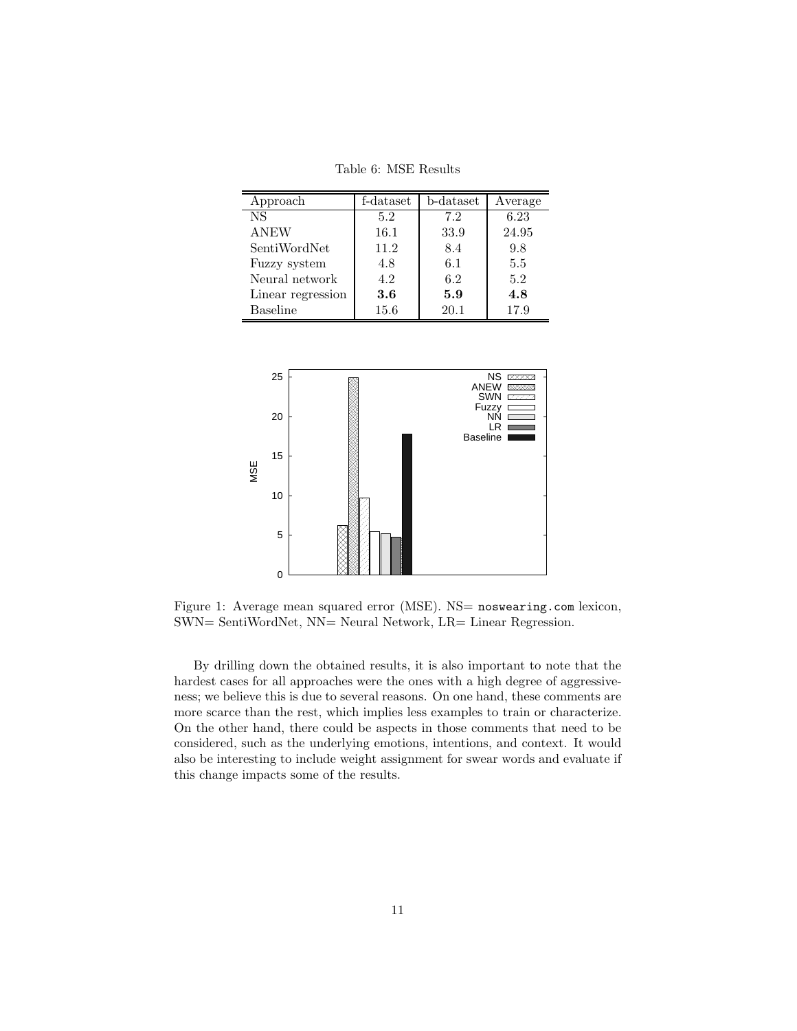Table 6: MSE Results

| Approach | f-dataset | b-dataset | Average |
|---|---|---|---|
| NS | 5.2 | 7.2 | 6.23 |
| ANEW | 16.1 | 33.9 | 24.95 |
| SentiWordNet | 11.2 | 8.4 | 9.8 |
| Fuzzy system | 4.8 | 6.1 | 5.5 |
| Neural network | 4.2 | 6.2 | 5.2 |
| Linear regression | **3.6** | **5.9** | **4.8** |
| Baseline | 15.6 | 20.1 | 17.9 |

Figure 1: Average mean squared error (MSE). NS= `noswearing.com` lexicon, SWN= SentiWordNet, NN= Neural Network, LR= Linear Regression.

By drilling down the obtained results, it is also important to note that the hardest cases for all approaches were the ones with a high degree of aggressiveness; we believe this is due to several reasons. On one hand, these comments are more scarce than the rest, which implies less examples to train or characterize. On the other hand, there could be aspects in those comments that need to be considered, such as the underlying emotions, intentions, and context. It would also be interesting to include weight assignment for swear words and evaluate if this change impacts some of the results.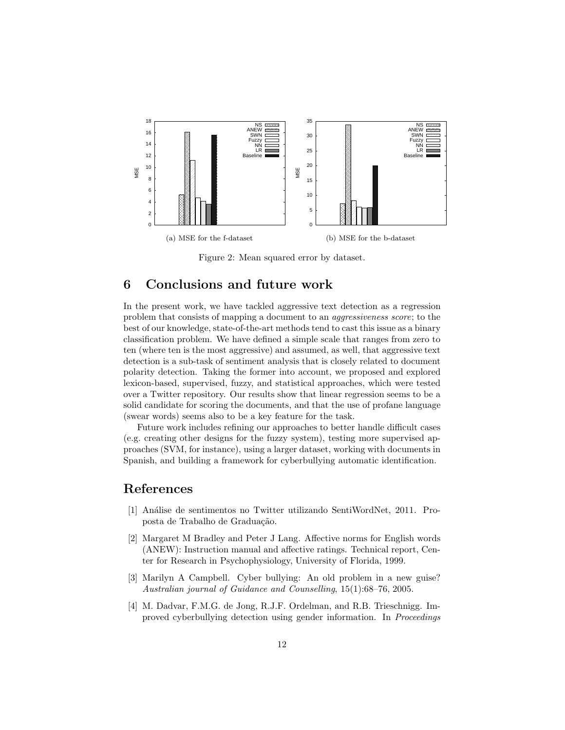(a) MSE for the f-dataset

(b) MSE for the b-dataset

Figure 2: Mean squared error by dataset.

## 6 Conclusions and future work

In the present work, we have tackled aggressive text detection as a regression problem that consists of mapping a document to an *aggressiveness score*; to the best of our knowledge, state-of-the-art methods tend to cast this issue as a binary classification problem. We have defined a simple scale that ranges from zero to ten (where ten is the most aggressive) and assumed, as well, that aggressive text detection is a sub-task of sentiment analysis that is closely related to document polarity detection. Taking the former into account, we proposed and explored lexicon-based, supervised, fuzzy, and statistical approaches, which were tested over a Twitter repository. Our results show that linear regression seems to be a solid candidate for scoring the documents, and that the use of profane language (swear words) seems also to be a key feature for the task.

Future work includes refining our approaches to better handle difficult cases (e.g. creating other designs for the fuzzy system), testing more supervised approaches (SVM, for instance), using a larger dataset, working with documents in Spanish, and building a framework for cyberbullying automatic identification.

## References

[1] Análise de sentimentos no Twitter utilizando SentiWordNet, 2011. Proposta de Trabalho de Graduação.

[2] Margaret M Bradley and Peter J Lang. Affective norms for English words (ANEW): Instruction manual and affective ratings. Technical report, Center for Research in Psychophysiology, University of Florida, 1999.

[3] Marilyn A Campbell. Cyber bullying: An old problem in a new guise? *Australian journal of Guidance and Counselling*, 15(1):68–76, 2005.

[4] M. Dadvar, F.M.G. de Jong, R.J.F. Ordelman, and R.B. Trieschnigg. Improved cyberbullying detection using gender information. In *Proceedings*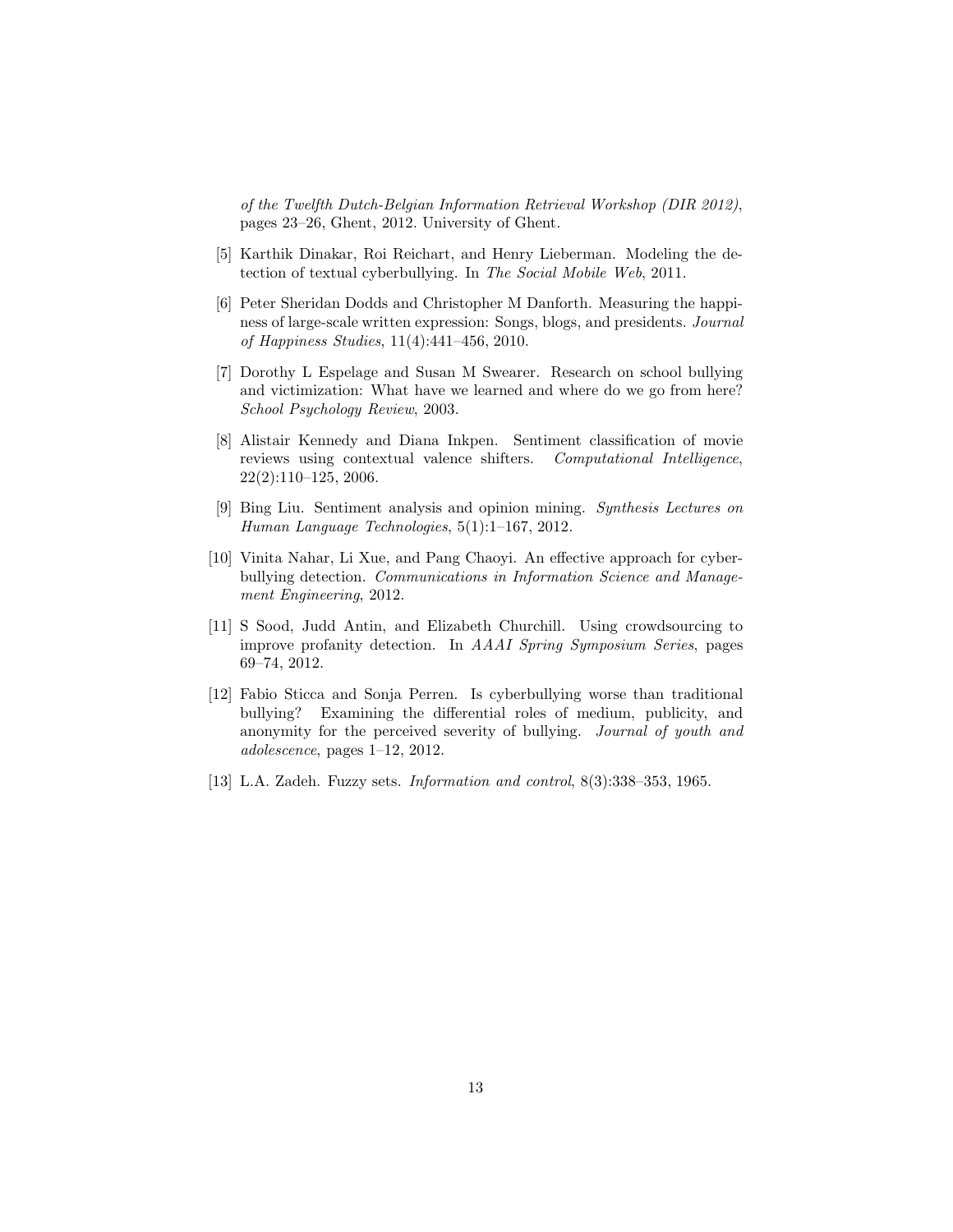*of the Twelfth Dutch-Belgian Information Retrieval Workshop (DIR 2012)*, pages 23–26, Ghent, 2012. University of Ghent.

[5] Karthik Dinakar, Roi Reichart, and Henry Lieberman. Modeling the detection of textual cyberbullying. In *The Social Mobile Web*, 2011.

[6] Peter Sheridan Dodds and Christopher M Danforth. Measuring the happiness of large-scale written expression: Songs, blogs, and presidents. *Journal of Happiness Studies*, 11(4):441–456, 2010.

[7] Dorothy L Espelage and Susan M Swearer. Research on school bullying and victimization: What have we learned and where do we go from here? *School Psychology Review*, 2003.

[8] Alistair Kennedy and Diana Inkpen. Sentiment classification of movie reviews using contextual valence shifters. *Computational Intelligence*, 22(2):110–125, 2006.

[9] Bing Liu. Sentiment analysis and opinion mining. *Synthesis Lectures on Human Language Technologies*, 5(1):1–167, 2012.

[10] Vinita Nahar, Li Xue, and Pang Chaoyi. An effective approach for cyberbullying detection. *Communications in Information Science and Management Engineering*, 2012.

[11] S Sood, Judd Antin, and Elizabeth Churchill. Using crowdsourcing to improve profanity detection. In *AAAI Spring Symposium Series*, pages 69–74, 2012.

[12] Fabio Sticca and Sonja Perren. Is cyberbullying worse than traditional bullying? Examining the differential roles of medium, publicity, and anonymity for the perceived severity of bullying. *Journal of youth and adolescence*, pages 1–12, 2012.

[13] L.A. Zadeh. Fuzzy sets. *Information and control*, 8(3):338–353, 1965.